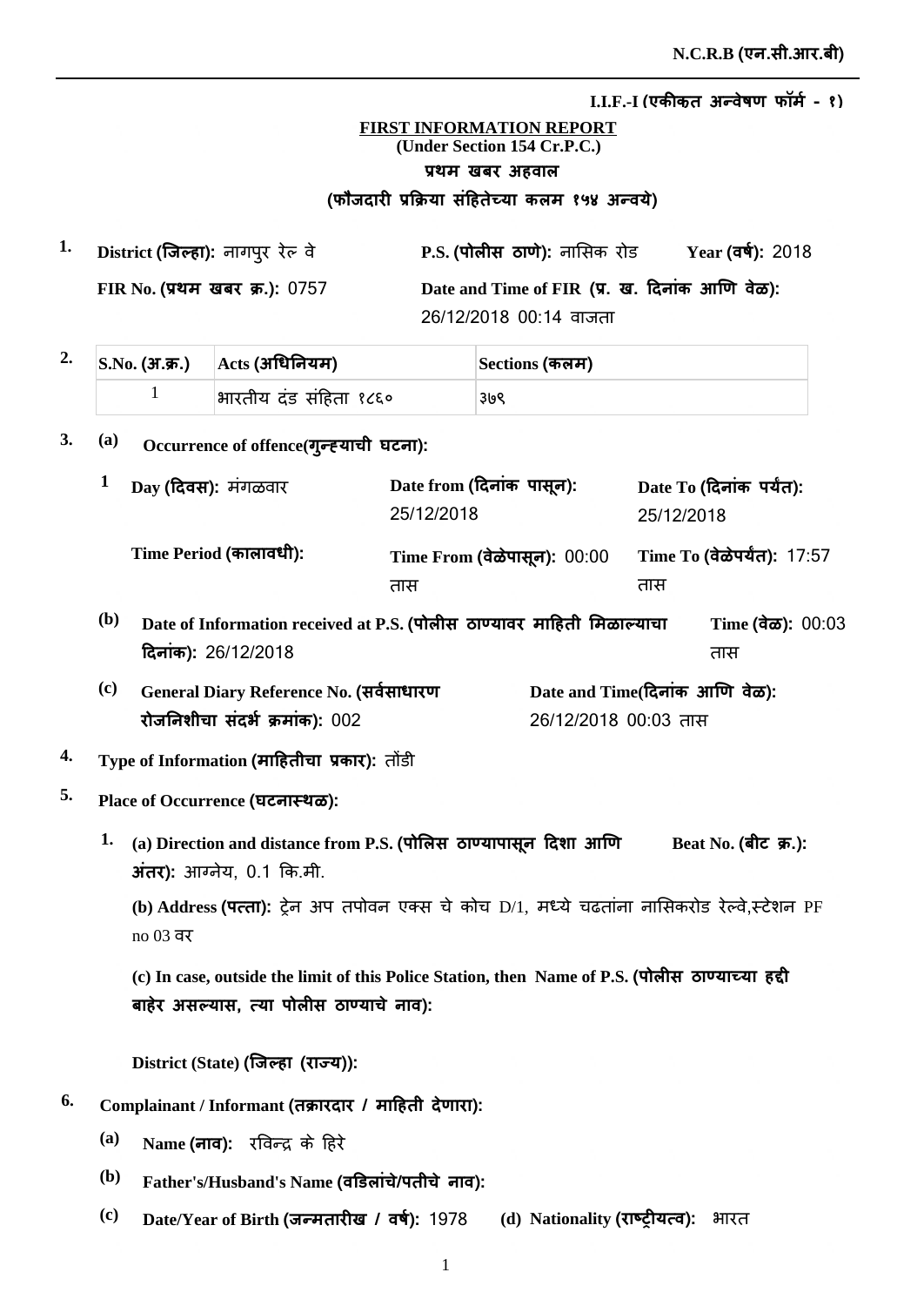**N.C.R.B (एन.सी.आर.बी)**

---

**I.I.F.-I (एकीकृत अन्वेषण फॉर्म - १)**

**FIRST INFORMATION REPORT**
**(Under Section 154 Cr.P.C.)**
**प्रथम खबर अहवाल**
**(फौजदारी प्रक्रिया संहितेच्या कलम १५४ अन्वये)**

**1.** **District (जिल्हा):** नागपुर रेल्वे **P.S. (पोलीस ठाणे):** नासिक रोड **Year (वर्ष):** 2018

**FIR No. (प्रथम खबर क्र.):** 0757 **Date and Time of FIR (प्र. ख. दिनांक आणि वेळ):** 26/12/2018 00:14 वाजता

**2.**

| S.No. (अ.क्र.) | Acts (अधिनियम) | Sections (कलम) |
|---|---|---|
| 1 | भारतीय दंड संहिता १८६० | ३७९ |

**3. (a) Occurrence of offence(गुन्ह्याची घटना):**

**1** **Day (दिवस):** मंगळवार **Date from (दिनांक पासून):** 25/12/2018 **Date To (दिनांक पर्यंत):** 25/12/2018

**Time Period (कालावधी):** **Time From (वेळेपासून):** 00:00 तास **Time To (वेळेपर्यंत):** 17:57 तास

**(b) Date of Information received at P.S. (पोलीस ठाण्यावर माहिती मिळाल्याचा दिनांक):** 26/12/2018 **Time (वेळ):** 00:03 तास

**(c) General Diary Reference No. (सर्वसाधारण रोजनिशीचा संदर्भ क्रमांक):** 002 **Date and Time(दिनांक आणि वेळ):** 26/12/2018 00:03 तास

**4.** **Type of Information (माहितीचा प्रकार):** तोंडी

**5.** **Place of Occurrence (घटनास्थळ):**

**1. (a) Direction and distance from P.S. (पोलिस ठाण्यापासून दिशा आणि अंतर):** आग्नेय, 0.1 कि.मी. **Beat No. (बीट क्र.):**

**(b) Address (पत्ता):** ट्रेन अप तपोवन एक्स चे कोच D/1, मध्ये चढतांना नासिकरोड रेल्वे,स्टेशन PF no 03 वर

**(c) In case, outside the limit of this Police Station, then Name of P.S. (पोलीस ठाण्याच्या हद्दी बाहेर असल्यास, त्या पोलीस ठाण्याचे नाव):**

**District (State) (जिल्हा (राज्य)):**

**6.** **Complainant / Informant (तक्रारदार / माहिती देणारा):**

**(a) Name (नाव):** रविन्द्र के हिरे

**(b) Father's/Husband's Name (वडिलांचे/पतीचे नाव):**

**(c) Date/Year of Birth (जन्मतारीख / वर्ष):** 1978 **(d) Nationality (राष्ट्रीयत्व):** भारत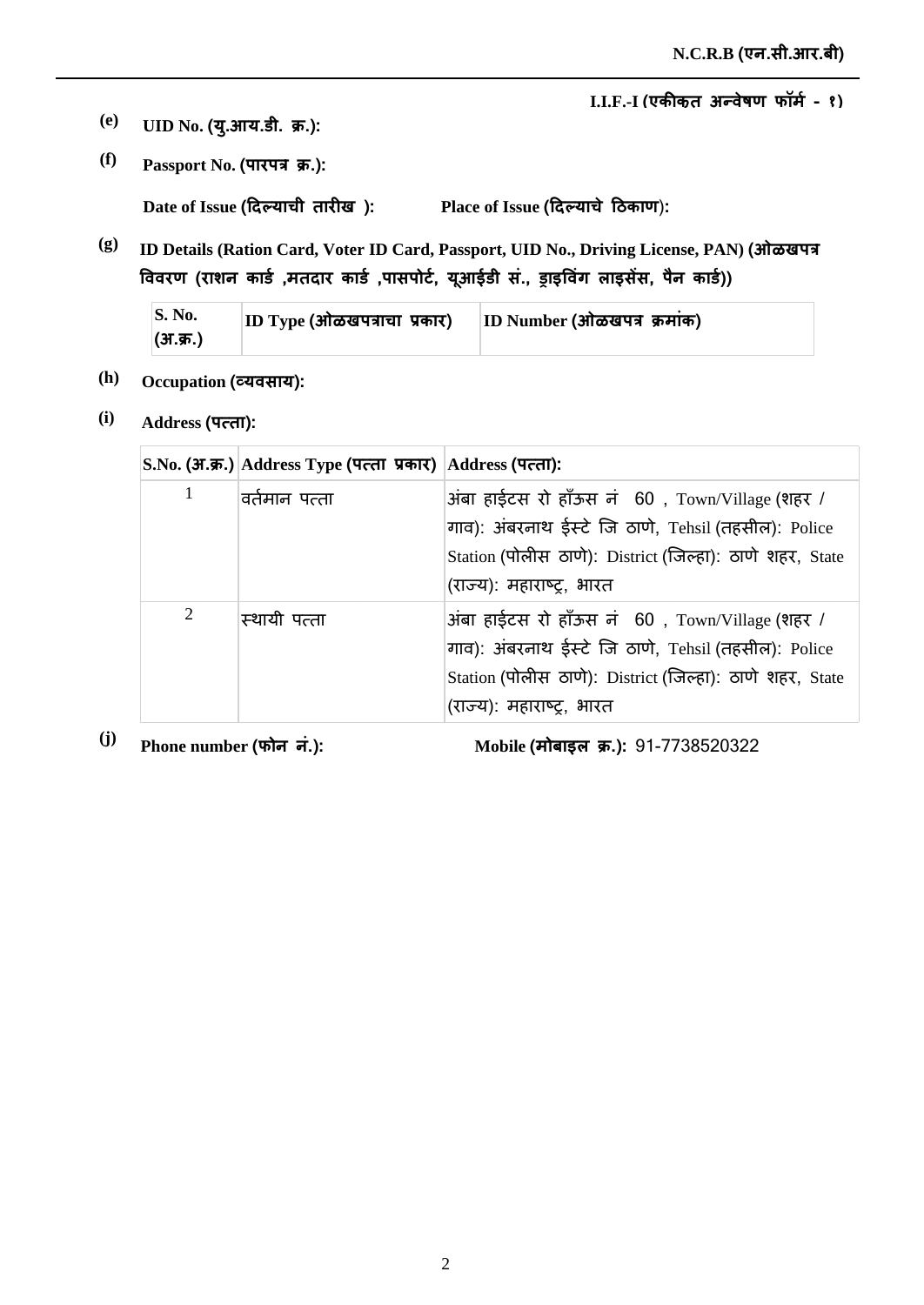**I.I.F.-I (एकीकृत अन्वेषण फॉर्म - १)**

**(e)** **UID No. (यु.आय.डी. क्र.):**

**(f)** **Passport No. (पारपत्र क्र.):**

**Date of Issue (दिल्याची तारीख ):** **Place of Issue (दिल्याचे ठिकाण):**

**(g)** **ID Details (Ration Card, Voter ID Card, Passport, UID No., Driving License, PAN) (ओळखपत्र विवरण (राशन कार्ड ,मतदार कार्ड ,पासपोर्ट, यूआईडी सं., ड्राइविंग लाइसेंस, पैन कार्ड))**

| S. No. (अ.क्र.) | ID Type (ओळखपत्राचा प्रकार) | ID Number (ओळखपत्र क्रमांक) |
|---|---|---|

**(h)** **Occupation (व्यवसाय):**

**(i)** **Address (पत्ता):**

| S.No. (अ.क्र.) | Address Type (पत्ता प्रकार) | Address (पत्ता): |
|---|---|---|
| 1 | वर्तमान पत्ता | अंबा हाईटस रो हॉऊस नं 60 , Town/Village (शहर / गाव): अंबरनाथ ईस्टे जि ठाणे, Tehsil (तहसील): Police Station (पोलीस ठाणे): District (जिल्हा): ठाणे शहर, State (राज्य): महाराष्ट्र, भारत |
| 2 | स्थायी पत्ता | अंबा हाईटस रो हॉऊस नं 60 , Town/Village (शहर / गाव): अंबरनाथ ईस्टे जि ठाणे, Tehsil (तहसील): Police Station (पोलीस ठाणे): District (जिल्हा): ठाणे शहर, State (राज्य): महाराष्ट्र, भारत |

**(j)** **Phone number (फोन नं.):** **Mobile (मोबाइल क्र.):** 91-7738520322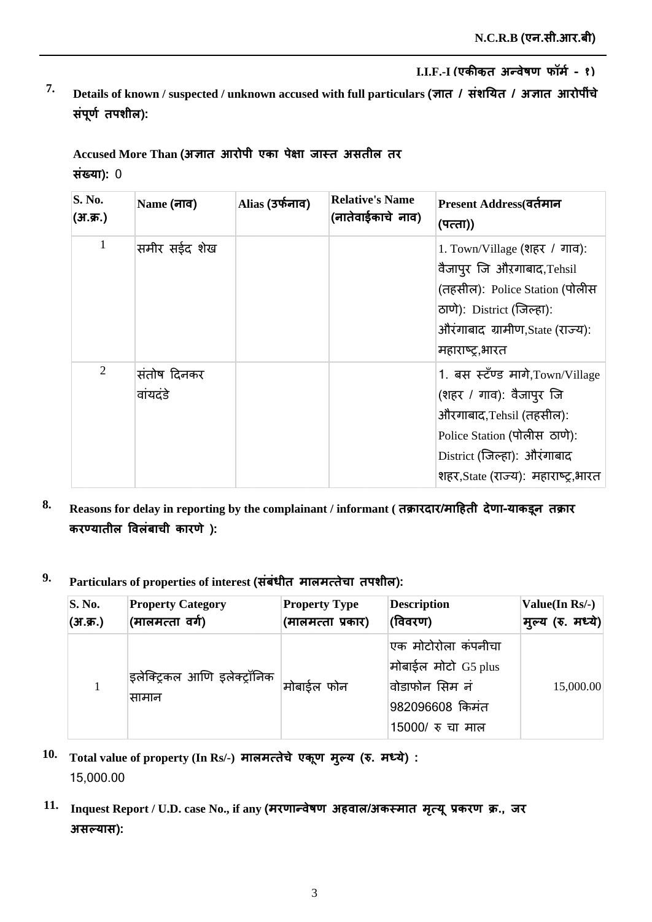**I.I.F.-I (एकीकृत अन्वेषण फॉर्म - १)**

**7. Details of known / suspected / unknown accused with full particulars (ज्ञात / संशयित / अज्ञात आरोपींचे संपूर्ण तपशील):**

**Accused More Than (अज्ञात आरोपी एका पेक्षा जास्त असतील तर संख्या):** 0

| S. No. (अ.क्र.) | Name (नाव) | Alias (उर्फनाव) | Relative's Name (नातेवाईकाचे नाव) | Present Address(वर्तमान (पत्ता)) |
|---|---|---|---|---|
| 1 | समीर सईद शेख | | | 1. Town/Village (शहर / गाव): वैजापुर जि औरंगाबाद,Tehsil (तहसील): Police Station (पोलीस ठाणे): District (जिल्हा): औरंगाबाद ग्रामीण,State (राज्य): महाराष्ट्र,भारत |
| 2 | संतोष दिनकर वांयदंडे | | | 1. बस स्टँण्ड मागे,Town/Village (शहर / गाव): वैजापुर जि औरगाबाद,Tehsil (तहसील): Police Station (पोलीस ठाणे): District (जिल्हा): औरंगाबाद शहर,State (राज्य): महाराष्ट्र,भारत |

**8. Reasons for delay in reporting by the complainant / informant ( तक्रारदार/माहिती देणा-याकडून तक्रार करण्यातील विलंबाची कारणे ):**

**9. Particulars of properties of interest (संबंधीत मालमत्तेचा तपशील):**

| S. No. (अ.क्र.) | Property Category (मालमत्ता वर्ग) | Property Type (मालमत्ता प्रकार) | Description (विवरण) | Value(In Rs/-) मुल्य (रु. मध्ये) |
|---|---|---|---|---|
| 1 | इलेक्ट्रिकल आणि इलेक्ट्रॉनिक सामान | मोबाईल फोन | एक मोटोरोला कंपनीचा मोबाईल मोटो G5 plus वोडाफोन सिम नं 982096608 किमंत 15000/ रु चा माल | 15,000.00 |

**10. Total value of property (In Rs/-) मालमत्तेचे एकूण मुल्य (रु. मध्ये) :**
15,000.00

**11. Inquest Report / U.D. case No., if any (मरणान्वेषण अहवाल/अकस्मात मृत्यू प्रकरण क्र., जर असल्यास):**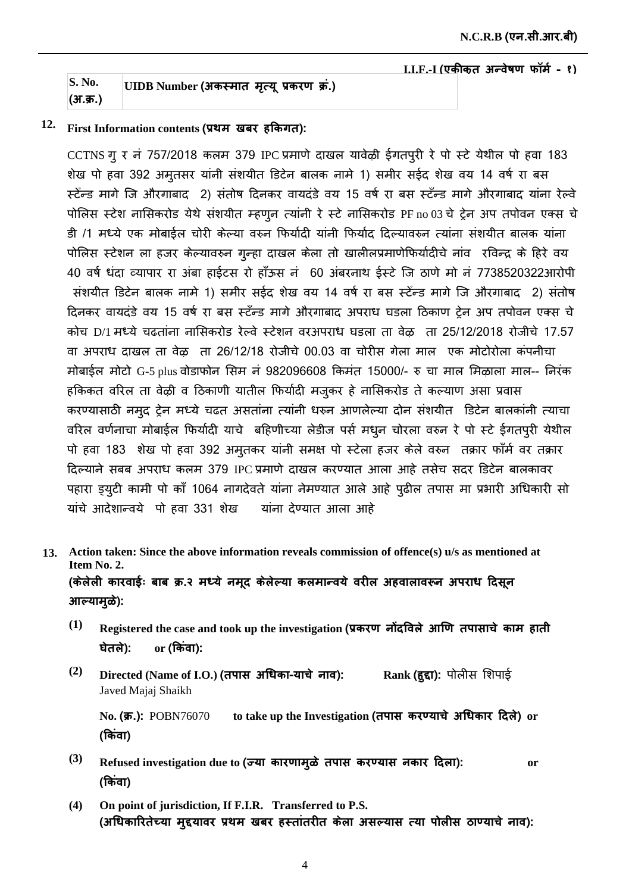**N.C.R.B (एन.सी.आर.बी)**

**I.I.F.-I (एकीकृत अन्वेषण फॉर्म - १)**

| S. No. (अ.क्र.) | UIDB Number (अकस्मात मृत्यू प्रकरण क्रं.) |
|---|---|

**12. First Information contents (प्रथम खबर हकिगत):**

CCTNS गु र नं 757/2018 कलम 379 IPC प्रमाणे दाखल यावेळी ईगतपुरी रे पो स्टे येथील पो हवा 183 शेख पो हवा 392 अमुतसर यांनी संशयीत डिटेन बालक नामे 1) समीर सईद शेख वय 14 वर्ष रा बस स्टॅन्ड मागे जि औरगाबाद 2) संतोष दिनकर वायदंडे वय 15 वर्ष रा बस स्टॅन्ड मागे औरगाबाद यांना रेल्वे पोलिस स्टेश नासिकरोड येथे संशयीत म्हणुन त्यांनी रे स्टे नासिकरोड PF no 03 चे ट्रेन अप तपोवन एक्स चे डी /1 मध्ये एक मोबाईल चोरी केल्या वरुन फिर्यादी यांनी फिर्याद दिल्यावरुन त्यांना संशयीत बालक यांना पोलिस स्टेशन ला हजर केल्यावरुन गुन्हा दाखल केला तो खालीलप्रमाणेफिर्यादीचे नांव रविन्द्र के हिरे वय 40 वर्ष धंदा व्यापार रा अंबा हाईटस रो हॉऊस नं 60 अंबरनाथ ईस्टे जि ठाणे मो नं 7738520322आरोपी संशयीत डिटेन बालक नामे 1) समीर सईद शेख वय 14 वर्ष रा बस स्टॅन्ड मागे जि औरगाबाद 2) संतोष दिनकर वायदंडे वय 15 वर्ष रा बस स्टॅन्ड मागे औरगाबाद अपराध घडला ठिकाण ट्रेन अप तपोवन एक्स चे कोच D/1 मध्ये चढतांना नासिकरोड रेल्वे स्टेशन वरअपराध घडला ता वेळ ता 25/12/2018 रोजीचे 17.57 वा अपराध दाखल ता वेळ ता 26/12/18 रोजीचे 00.03 वा चोरीस गेला माल एक मोटोरोला कंपनीचा मोबाईल मोटो G-5 plus वोडाफोन सिम नं 982096608 किमंत 15000/- रु चा माल मिळाला माल-- निरंक हकिकत वरिल ता वेळी व ठिकाणी यातील फिर्यादी मजुकर हे नासिकरोड ते कल्याण असा प्रवास करण्यासाठी नमुद ट्रेन मध्ये चढत असतांना त्यांनी धरुन आणलेल्या दोन संशयीत डिटेन बालकांनी त्याचा वरिल वर्णनाचा मोबाईल फिर्यादी याचे बहिणीच्या लेडीज पर्स मधुन चोरला वरुन रे पो स्टे ईगतपुरी येथील पो हवा 183 शेख पो हवा 392 अमुतकर यांनी समक्ष पो स्टेला हजर केले वरुन तक्रार फॉर्म वर तक्रार दिल्याने सबब अपराध कलम 379 IPC प्रमाणे दाखल करण्यात आला आहे तसेच सदर डिटेन बालकावर पहारा ड्युटी कामी पो कॉ 1064 नागदेवते यांना नेमण्यात आले आहे पुढील तपास मा प्रभारी अधिकारी सो यांचे आदेशान्वये पो हवा 331 शेख यांना देण्यात आला आहे

**13. Action taken: Since the above information reveals commission of offence(s) u/s as mentioned at Item No. 2.**
**(केलेली कारवाईः बाब क्र.२ मध्ये नमूद केलेल्या कलमान्वये वरील अहवालावरून अपराध दिसून आल्यामुळे):**

**(1) Registered the case and took up the investigation (प्रकरण नोंदविले आणि तपासाचे काम हाती घेतले): or (किंवा):**

**(2) Directed (Name of I.O.) (तपास अधिका-याचे नाव):** Javed Majaj Shaikh **Rank (हुद्दा):** पोलीस शिपाई

**No. (क्र.):** POBN76070 **to take up the Investigation (तपास करण्याचे अधिकार दिले) or (किंवा)**

**(3) Refused investigation due to (ज्या कारणामुळे तपास करण्यास नकार दिला): or (किंवा)**

**(4) On point of jurisdiction, If F.I.R. Transferred to P.S. (अधिकारितेच्या मुद्दयावर प्रथम खबर हस्तांतरीत केला असल्यास त्या पोलीस ठाण्याचे नाव):**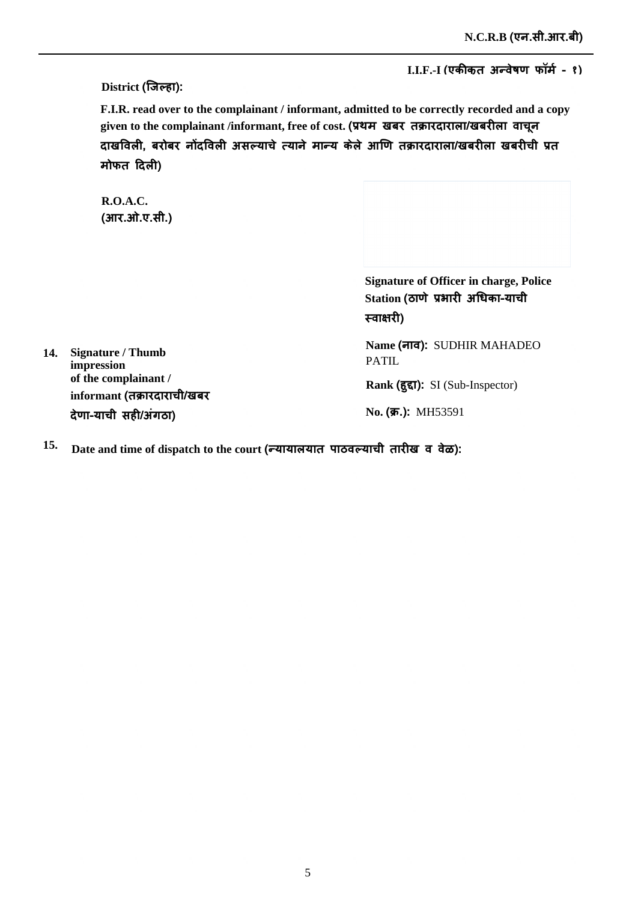I.I.F.-I (एकीकृत अन्वेषण फॉर्म - १)

**District (जिल्हा):**

**F.I.R. read over to the complainant / informant, admitted to be correctly recorded and a copy given to the complainant /informant, free of cost. (प्रथम खबर तक्रारदाराला/खबरीला वाचून दाखविली, बरोबर नोंदविली असल्याचे त्याने मान्य केले आणि तक्रारदाराला/खबरीला खबरीची प्रत मोफत दिली)**

**R.O.A.C. (आर.ओ.ए.सी.)**

**Signature of Officer in charge, Police Station (ठाणे प्रभारी अधिका-याची स्वाक्षरी)**

**Name (नाव):** SUDHIR MAHADEO PATIL

**Rank (हुद्दा):** SI (Sub-Inspector)

**No. (क्र.):** MH53591

**14. Signature / Thumb impression of the complainant / informant (तक्रारदाराची/खबर देणा-याची सही/अंगठा)**

**15. Date and time of dispatch to the court (न्यायालयात पाठवल्याची तारीख व वेळ):**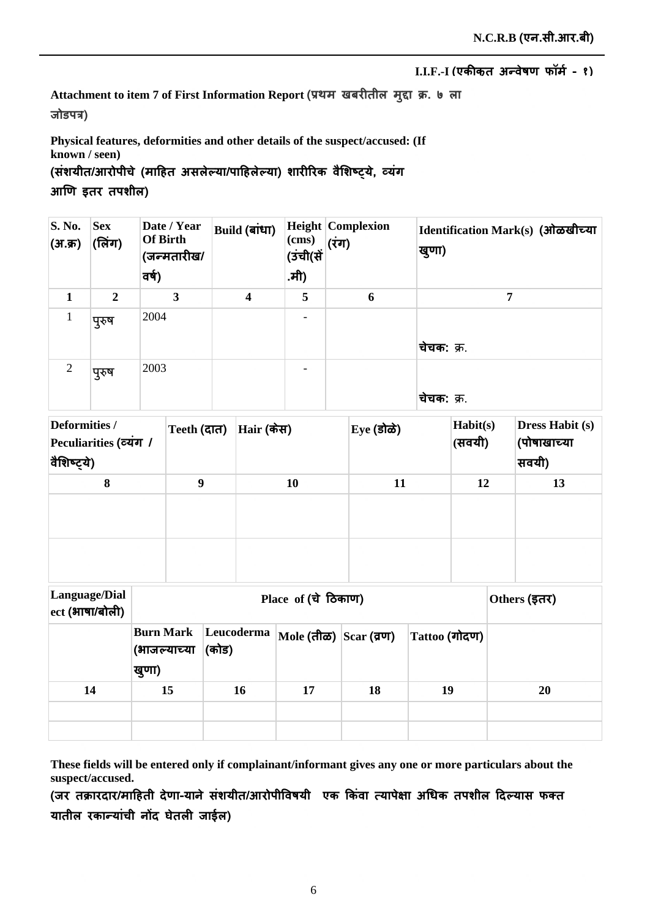N.C.R.B (एन.सी.आर.बी)

**I.I.F.-I (एकीकृत अन्वेषण फॉर्म - १)**

**Attachment to item 7 of First Information Report (प्रथम खबरीतील मुद्दा क्र. ७ ला जोडपत्र)**

**Physical features, deformities and other details of the suspect/accused: (If known / seen)**
**(संशयीत/आरोपीचे (माहित असलेल्या/पाहिलेल्या) शारीरिक वैशिष्ट्ये, व्यंग आणि इतर तपशील)**

| S. No. (अ.क्र) | Sex (लिंग) | Date / Year Of Birth (जन्मतारीख/ वर्ष) | Build (बांधा) | Height (cms) (उंची(सें.मी) | Complexion (रंग) | Identification Mark(s) (ओळखीच्या खुणा) |
|---|---|---|---|---|---|---|
| 1 | 2 | 3 | 4 | 5 | 6 | 7 |
| 1 | पुरुष | 2004 | | - | | चेचक: क्र. |
| 2 | पुरुष | 2003 | | - | | चेचक: क्र. |

| Deformities / Peculiarities (व्यंग / वैशिष्ट्ये) | Teeth (दात) | Hair (केस) | Eye (डोळे) | Habit(s) (सवयी) | Dress Habit (s) (पोषाखाच्या सवयी) |
|---|---|---|---|---|---|
| 8 | 9 | 10 | 11 | 12 | 13 |
| | | | | | |
| | | | | | |

| Language/Dialect (भाषा/बोली) | Place of (चे ठिकाण) | | | | | Others (इतर) |
|---|---|---|---|---|---|---|
| | Burn Mark (भाजल्याच्या खुणा) | Leucoderma (कोड) | Mole (तीळ) | Scar (व्रण) | Tattoo (गोदण) | |
| 14 | 15 | 16 | 17 | 18 | 19 | 20 |
| | | | | | | |
| | | | | | | |

**These fields will be entered only if complainant/informant gives any one or more particulars about the suspect/accused.**
**(जर तक्रारदार/माहिती देणा-याने संशयीत/आरोपीविषयी एक किंवा त्यापेक्षा अधिक तपशील दिल्यास फक्त यातील रकान्यांची नोंद घेतली जाईल)**